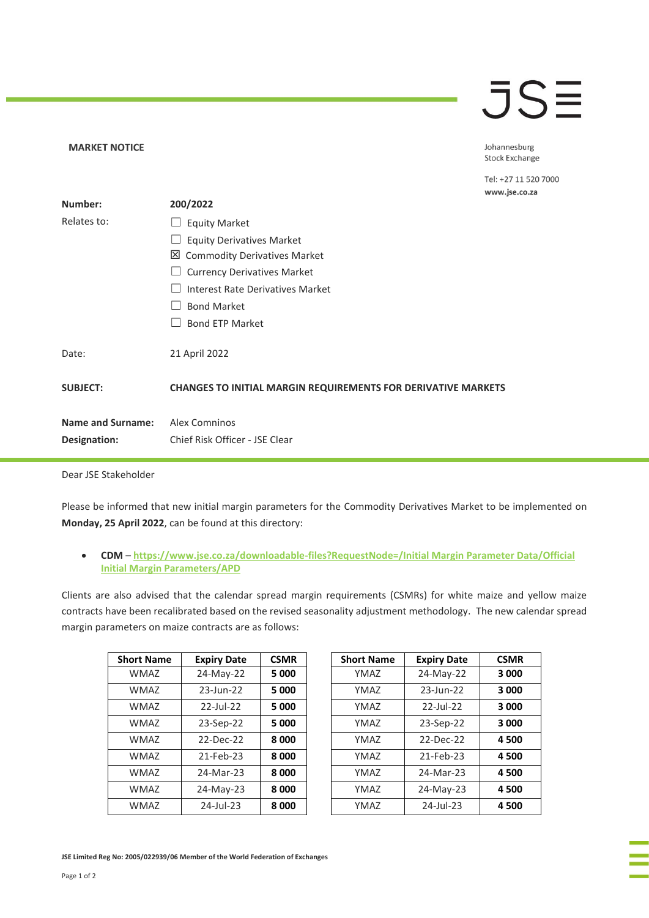**MARKET NOTICE**

Johannesburg Stock Exchange

Tel: +27 11 520 7000
www.jse.co.za

| | |
|---|---|
| **Number:** | **200/2022** |
| Relates to: | ☐ Equity Market |
| | ☐ Equity Derivatives Market |
| | ☒ Commodity Derivatives Market |
| | ☐ Currency Derivatives Market |
| | ☐ Interest Rate Derivatives Market |
| | ☐ Bond Market |
| | ☐ Bond ETP Market |
| Date: | 21 April 2022 |
| **SUBJECT:** | **CHANGES TO INITIAL MARGIN REQUIREMENTS FOR DERIVATIVE MARKETS** |
| **Name and Surname:** | Alex Comninos |
| **Designation:** | Chief Risk Officer - JSE Clear |

Dear JSE Stakeholder

Please be informed that new initial margin parameters for the Commodity Derivatives Market to be implemented on **Monday, 25 April 2022**, can be found at this directory:

- **CDM** – **https://www.jse.co.za/downloadable-files?RequestNode=/Initial Margin Parameter Data/Official Initial Margin Parameters/APD**

Clients are also advised that the calendar spread margin requirements (CSMRs) for white maize and yellow maize contracts have been recalibrated based on the revised seasonality adjustment methodology. The new calendar spread margin parameters on maize contracts are as follows:

| Short Name | Expiry Date | CSMR |
|---|---|---|
| WMAZ | 24-May-22 | **5 000** |
| WMAZ | 23-Jun-22 | **5 000** |
| WMAZ | 22-Jul-22 | **5 000** |
| WMAZ | 23-Sep-22 | **5 000** |
| WMAZ | 22-Dec-22 | **8 000** |
| WMAZ | 21-Feb-23 | **8 000** |
| WMAZ | 24-Mar-23 | **8 000** |
| WMAZ | 24-May-23 | **8 000** |
| WMAZ | 24-Jul-23 | **8 000** |

| Short Name | Expiry Date | CSMR |
|---|---|---|
| YMAZ | 24-May-22 | **3 000** |
| YMAZ | 23-Jun-22 | **3 000** |
| YMAZ | 22-Jul-22 | **3 000** |
| YMAZ | 23-Sep-22 | **3 000** |
| YMAZ | 22-Dec-22 | **4 500** |
| YMAZ | 21-Feb-23 | **4 500** |
| YMAZ | 24-Mar-23 | **4 500** |
| YMAZ | 24-May-23 | **4 500** |
| YMAZ | 24-Jul-23 | **4 500** |

**JSE Limited Reg No: 2005/022939/06 Member of the World Federation of Exchanges**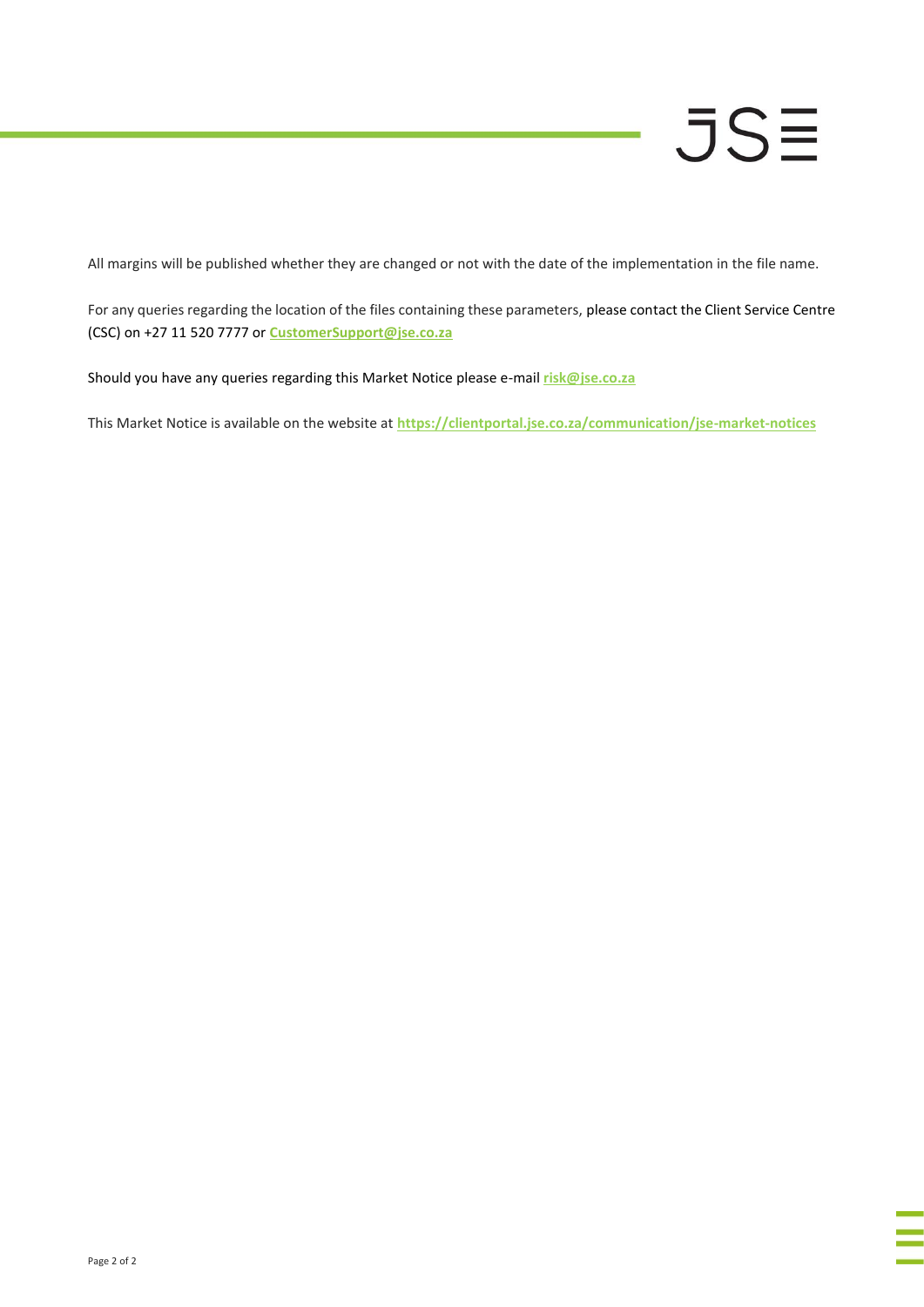All margins will be published whether they are changed or not with the date of the implementation in the file name.

For any queries regarding the location of the files containing these parameters, please contact the Client Service Centre (CSC) on +27 11 520 7777 or **CustomerSupport@jse.co.za**

Should you have any queries regarding this Market Notice please e-mail **risk@jse.co.za**

This Market Notice is available on the website at **https://clientportal.jse.co.za/communication/jse-market-notices**